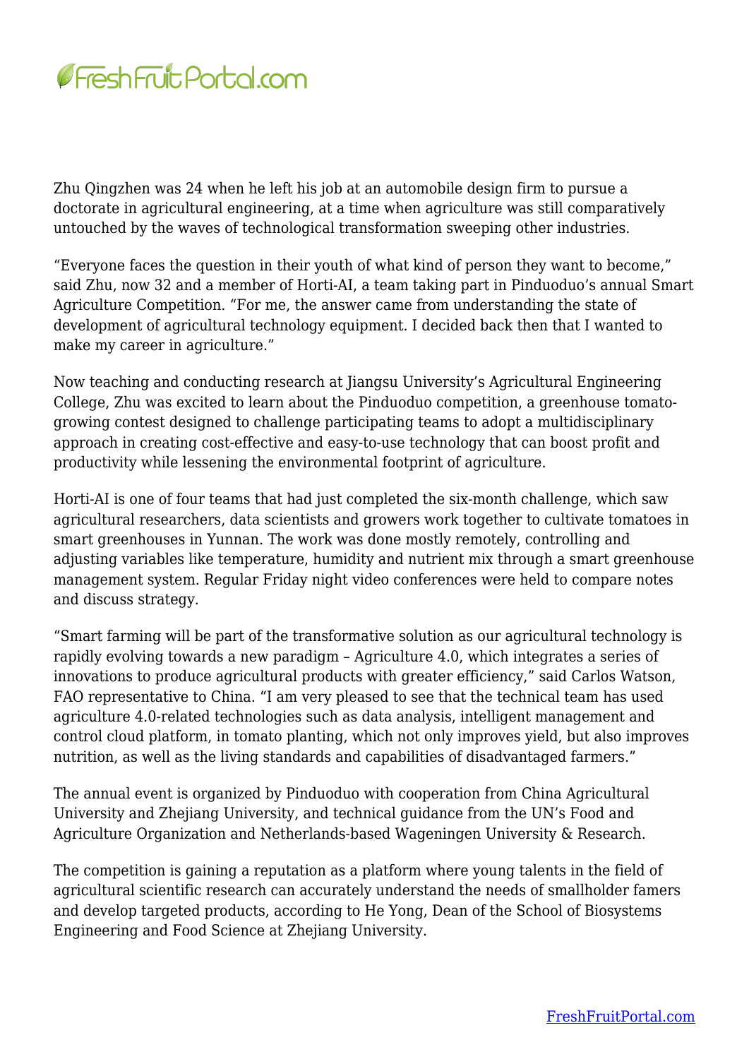Zhu Qingzhen was 24 when he left his job at an automobile design firm to pursue a doctorate in agricultural engineering, at a time when agriculture was still comparatively untouched by the waves of technological transformation sweeping other industries.

"Everyone faces the question in their youth of what kind of person they want to become," said Zhu, now 32 and a member of Horti-AI, a team taking part in Pinduoduo's annual Smart Agriculture Competition. "For me, the answer came from understanding the state of development of agricultural technology equipment. I decided back then that I wanted to make my career in agriculture."

Now teaching and conducting research at Jiangsu University's Agricultural Engineering College, Zhu was excited to learn about the Pinduoduo competition, a greenhouse tomato-growing contest designed to challenge participating teams to adopt a multidisciplinary approach in creating cost-effective and easy-to-use technology that can boost profit and productivity while lessening the environmental footprint of agriculture.

Horti-AI is one of four teams that had just completed the six-month challenge, which saw agricultural researchers, data scientists and growers work together to cultivate tomatoes in smart greenhouses in Yunnan. The work was done mostly remotely, controlling and adjusting variables like temperature, humidity and nutrient mix through a smart greenhouse management system. Regular Friday night video conferences were held to compare notes and discuss strategy.

"Smart farming will be part of the transformative solution as our agricultural technology is rapidly evolving towards a new paradigm – Agriculture 4.0, which integrates a series of innovations to produce agricultural products with greater efficiency," said Carlos Watson, FAO representative to China. "I am very pleased to see that the technical team has used agriculture 4.0-related technologies such as data analysis, intelligent management and control cloud platform, in tomato planting, which not only improves yield, but also improves nutrition, as well as the living standards and capabilities of disadvantaged farmers."

The annual event is organized by Pinduoduo with cooperation from China Agricultural University and Zhejiang University, and technical guidance from the UN's Food and Agriculture Organization and Netherlands-based Wageningen University & Research.

The competition is gaining a reputation as a platform where young talents in the field of agricultural scientific research can accurately understand the needs of smallholder famers and develop targeted products, according to He Yong, Dean of the School of Biosystems Engineering and Food Science at Zhejiang University.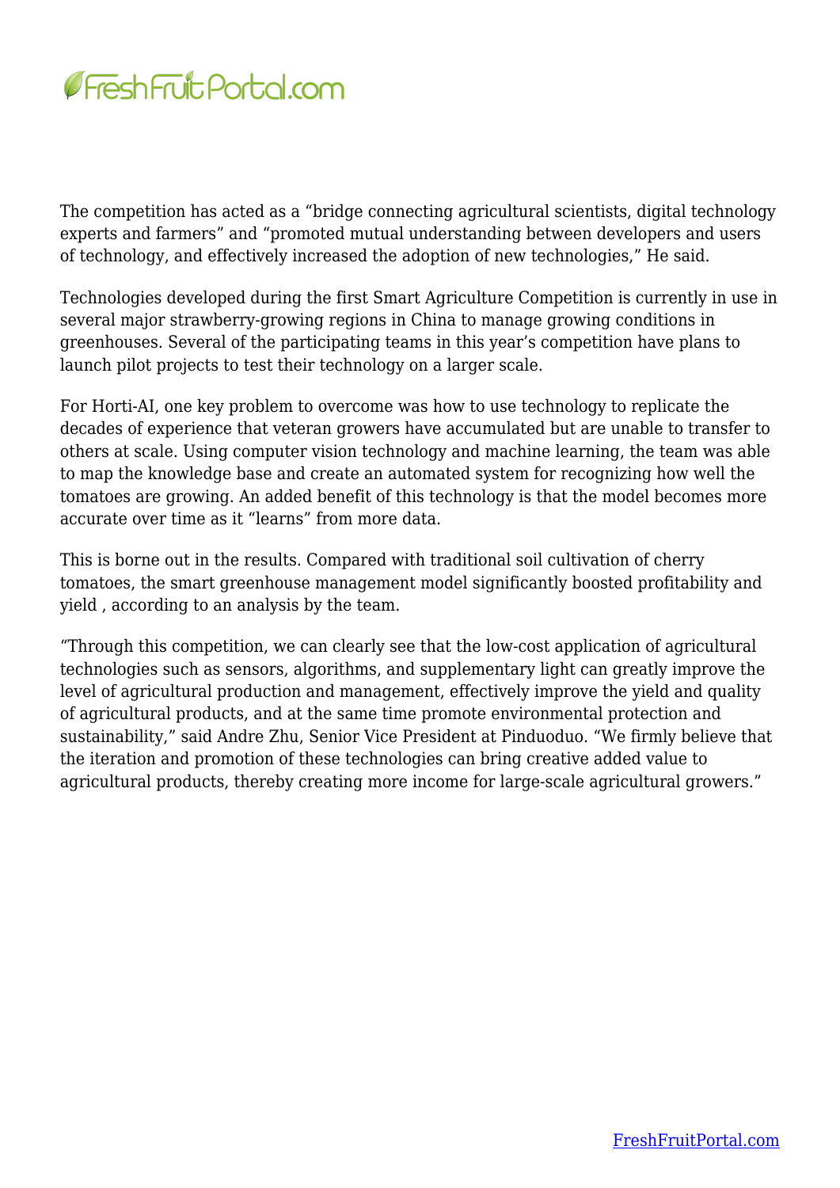The competition has acted as a "bridge connecting agricultural scientists, digital technology experts and farmers" and "promoted mutual understanding between developers and users of technology, and effectively increased the adoption of new technologies," He said.

Technologies developed during the first Smart Agriculture Competition is currently in use in several major strawberry-growing regions in China to manage growing conditions in greenhouses. Several of the participating teams in this year's competition have plans to launch pilot projects to test their technology on a larger scale.

For Horti-AI, one key problem to overcome was how to use technology to replicate the decades of experience that veteran growers have accumulated but are unable to transfer to others at scale. Using computer vision technology and machine learning, the team was able to map the knowledge base and create an automated system for recognizing how well the tomatoes are growing. An added benefit of this technology is that the model becomes more accurate over time as it "learns" from more data.

This is borne out in the results. Compared with traditional soil cultivation of cherry tomatoes, the smart greenhouse management model significantly boosted profitability and yield , according to an analysis by the team.

"Through this competition, we can clearly see that the low-cost application of agricultural technologies such as sensors, algorithms, and supplementary light can greatly improve the level of agricultural production and management, effectively improve the yield and quality of agricultural products, and at the same time promote environmental protection and sustainability," said Andre Zhu, Senior Vice President at Pinduoduo. "We firmly believe that the iteration and promotion of these technologies can bring creative added value to agricultural products, thereby creating more income for large-scale agricultural growers."